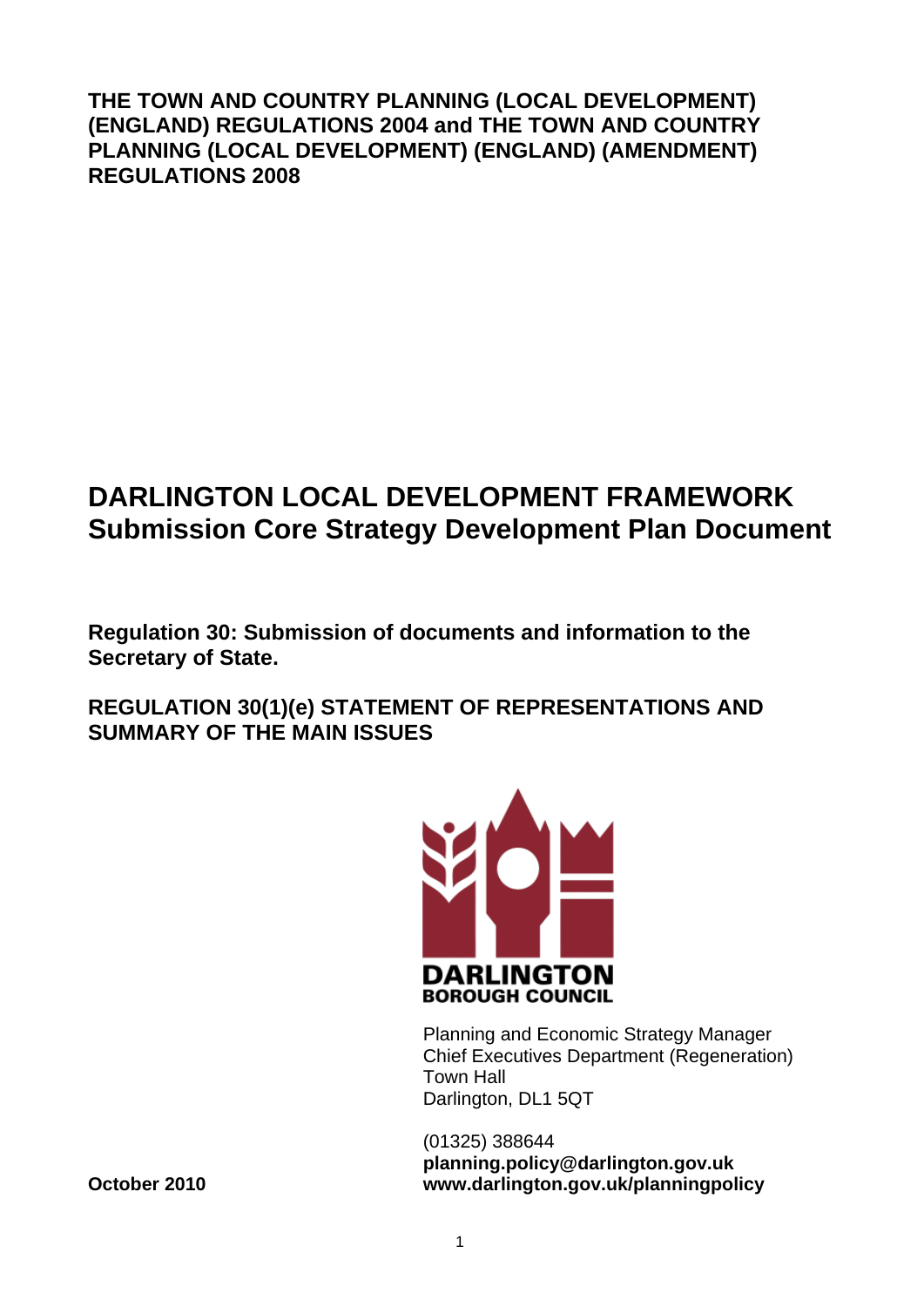**THE TOWN AND COUNTRY PLANNING (LOCAL DEVELOPMENT) (ENGLAND) REGULATIONS 2004 and THE TOWN AND COUNTRY PLANNING (LOCAL DEVELOPMENT) (ENGLAND) (AMENDMENT) REGULATIONS 2008**

# DARLINGTON LOCAL DEVELOPMENT FRAMEWORK
# Submission Core Strategy Development Plan Document

**Regulation 30: Submission of documents and information to the Secretary of State.**

**REGULATION 30(1)(e) STATEMENT OF REPRESENTATIONS AND SUMMARY OF THE MAIN ISSUES**

**DARLINGTON**
**BOROUGH COUNCIL**

Planning and Economic Strategy Manager
Chief Executives Department (Regeneration)
Town Hall
Darlington, DL1 5QT

(01325) 388644
**planning.policy@darlington.gov.uk**
**www.darlington.gov.uk/planningpolicy**

**October 2010**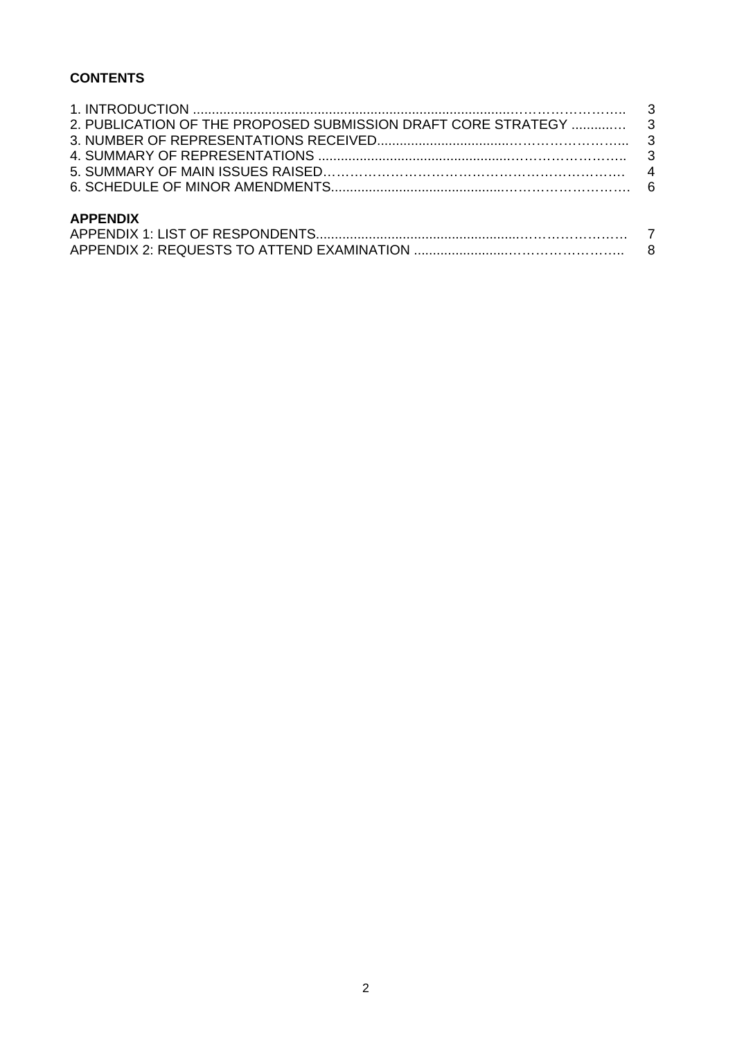**CONTENTS**

| | |
|---|---|
| 1. INTRODUCTION | 3 |
| 2. PUBLICATION OF THE PROPOSED SUBMISSION DRAFT CORE STRATEGY | 3 |
| 3. NUMBER OF REPRESENTATIONS RECEIVED | 3 |
| 4. SUMMARY OF REPRESENTATIONS | 3 |
| 5. SUMMARY OF MAIN ISSUES RAISED | 4 |
| 6. SCHEDULE OF MINOR AMENDMENTS | 6 |

**APPENDIX**

| | |
|---|---|
| APPENDIX 1: LIST OF RESPONDENTS | 7 |
| APPENDIX 2: REQUESTS TO ATTEND EXAMINATION | 8 |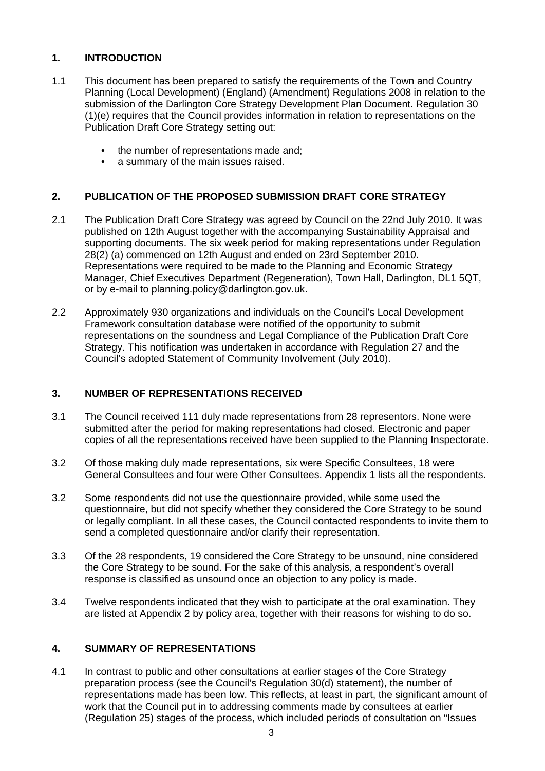## 1. INTRODUCTION

1.1 This document has been prepared to satisfy the requirements of the Town and Country Planning (Local Development) (England) (Amendment) Regulations 2008 in relation to the submission of the Darlington Core Strategy Development Plan Document. Regulation 30 (1)(e) requires that the Council provides information in relation to representations on the Publication Draft Core Strategy setting out:

- the number of representations made and;
- a summary of the main issues raised.

## 2. PUBLICATION OF THE PROPOSED SUBMISSION DRAFT CORE STRATEGY

2.1 The Publication Draft Core Strategy was agreed by Council on the 22nd July 2010. It was published on 12th August together with the accompanying Sustainability Appraisal and supporting documents. The six week period for making representations under Regulation 28(2) (a) commenced on 12th August and ended on 23rd September 2010. Representations were required to be made to the Planning and Economic Strategy Manager, Chief Executives Department (Regeneration), Town Hall, Darlington, DL1 5QT, or by e-mail to planning.policy@darlington.gov.uk.

2.2 Approximately 930 organizations and individuals on the Council's Local Development Framework consultation database were notified of the opportunity to submit representations on the soundness and Legal Compliance of the Publication Draft Core Strategy. This notification was undertaken in accordance with Regulation 27 and the Council's adopted Statement of Community Involvement (July 2010).

## 3. NUMBER OF REPRESENTATIONS RECEIVED

3.1 The Council received 111 duly made representations from 28 representors. None were submitted after the period for making representations had closed. Electronic and paper copies of all the representations received have been supplied to the Planning Inspectorate.

3.2 Of those making duly made representations, six were Specific Consultees, 18 were General Consultees and four were Other Consultees. Appendix 1 lists all the respondents.

3.2 Some respondents did not use the questionnaire provided, while some used the questionnaire, but did not specify whether they considered the Core Strategy to be sound or legally compliant. In all these cases, the Council contacted respondents to invite them to send a completed questionnaire and/or clarify their representation.

3.3 Of the 28 respondents, 19 considered the Core Strategy to be unsound, nine considered the Core Strategy to be sound. For the sake of this analysis, a respondent's overall response is classified as unsound once an objection to any policy is made.

3.4 Twelve respondents indicated that they wish to participate at the oral examination. They are listed at Appendix 2 by policy area, together with their reasons for wishing to do so.

## 4. SUMMARY OF REPRESENTATIONS

4.1 In contrast to public and other consultations at earlier stages of the Core Strategy preparation process (see the Council's Regulation 30(d) statement), the number of representations made has been low. This reflects, at least in part, the significant amount of work that the Council put in to addressing comments made by consultees at earlier (Regulation 25) stages of the process, which included periods of consultation on "Issues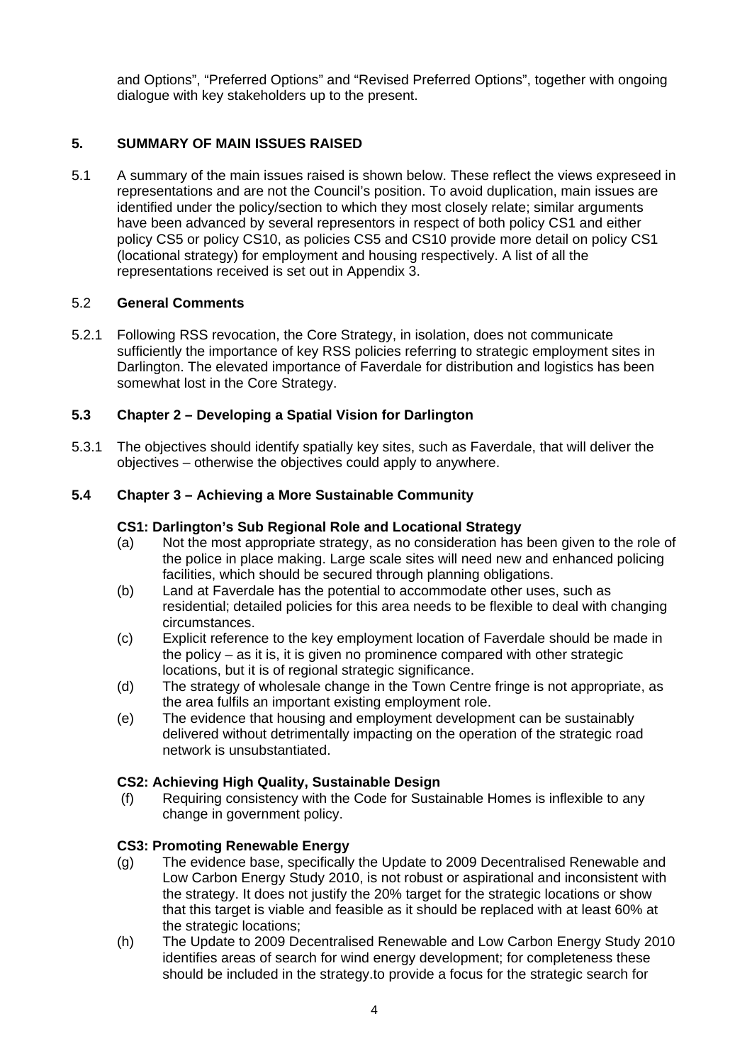and Options", "Preferred Options" and "Revised Preferred Options", together with ongoing dialogue with key stakeholders up to the present.

## 5. SUMMARY OF MAIN ISSUES RAISED

5.1 A summary of the main issues raised is shown below. These reflect the views expreseed in representations and are not the Council's position. To avoid duplication, main issues are identified under the policy/section to which they most closely relate; similar arguments have been advanced by several representors in respect of both policy CS1 and either policy CS5 or policy CS10, as policies CS5 and CS10 provide more detail on policy CS1 (locational strategy) for employment and housing respectively. A list of all the representations received is set out in Appendix 3.

### 5.2 General Comments

5.2.1 Following RSS revocation, the Core Strategy, in isolation, does not communicate sufficiently the importance of key RSS policies referring to strategic employment sites in Darlington. The elevated importance of Faverdale for distribution and logistics has been somewhat lost in the Core Strategy.

### 5.3 Chapter 2 – Developing a Spatial Vision for Darlington

5.3.1 The objectives should identify spatially key sites, such as Faverdale, that will deliver the objectives – otherwise the objectives could apply to anywhere.

### 5.4 Chapter 3 – Achieving a More Sustainable Community

**CS1: Darlington's Sub Regional Role and Locational Strategy**

(a) Not the most appropriate strategy, as no consideration has been given to the role of the police in place making. Large scale sites will need new and enhanced policing facilities, which should be secured through planning obligations.

(b) Land at Faverdale has the potential to accommodate other uses, such as residential; detailed policies for this area needs to be flexible to deal with changing circumstances.

(c) Explicit reference to the key employment location of Faverdale should be made in the policy – as it is, it is given no prominence compared with other strategic locations, but it is of regional strategic significance.

(d) The strategy of wholesale change in the Town Centre fringe is not appropriate, as the area fulfils an important existing employment role.

(e) The evidence that housing and employment development can be sustainably delivered without detrimentally impacting on the operation of the strategic road network is unsubstantiated.

**CS2: Achieving High Quality, Sustainable Design**

(f) Requiring consistency with the Code for Sustainable Homes is inflexible to any change in government policy.

**CS3: Promoting Renewable Energy**

(g) The evidence base, specifically the Update to 2009 Decentralised Renewable and Low Carbon Energy Study 2010, is not robust or aspirational and inconsistent with the strategy. It does not justify the 20% target for the strategic locations or show that this target is viable and feasible as it should be replaced with at least 60% at the strategic locations;

(h) The Update to 2009 Decentralised Renewable and Low Carbon Energy Study 2010 identifies areas of search for wind energy development; for completeness these should be included in the strategy.to provide a focus for the strategic search for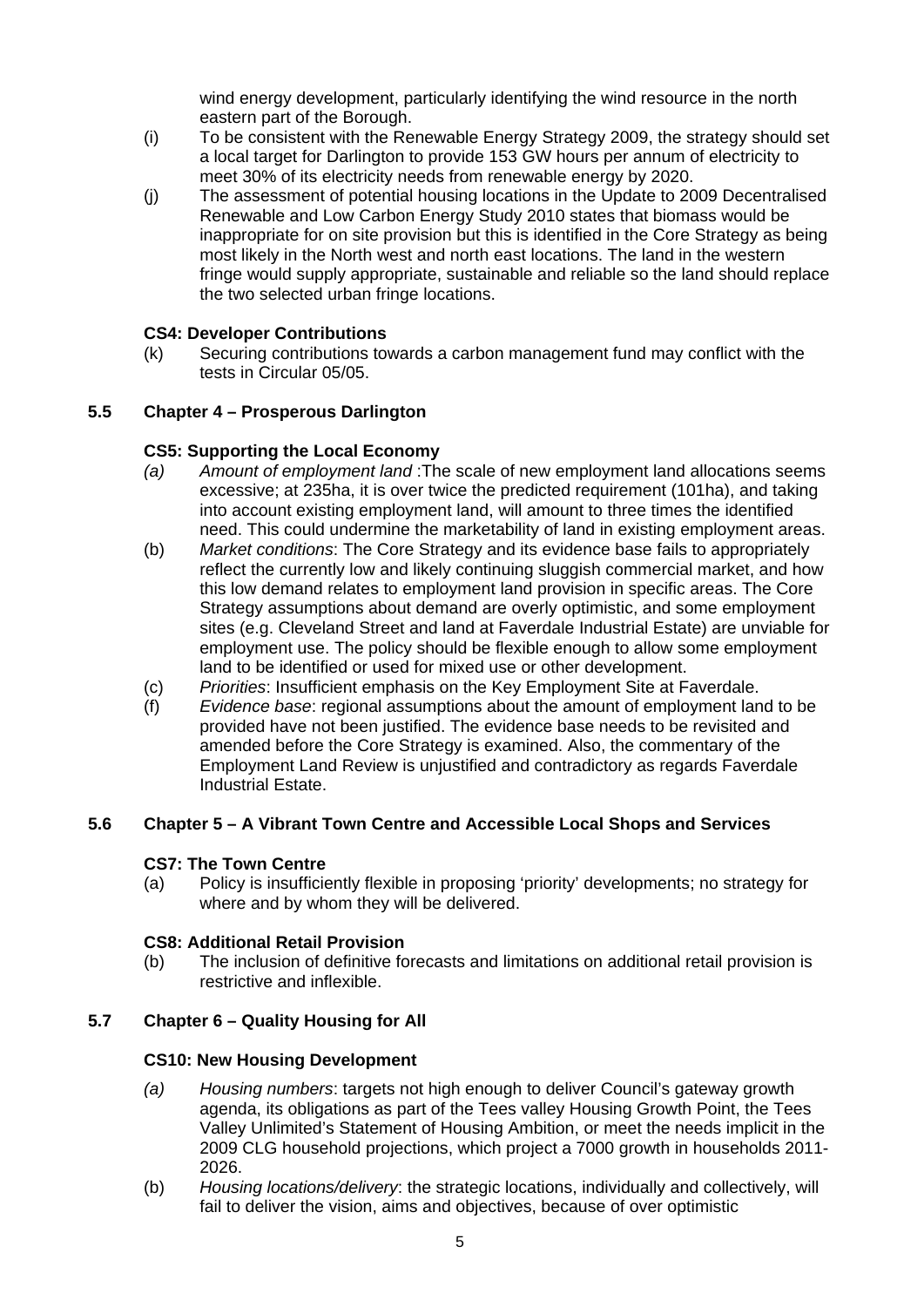wind energy development, particularly identifying the wind resource in the north eastern part of the Borough.

(i) To be consistent with the Renewable Energy Strategy 2009, the strategy should set a local target for Darlington to provide 153 GW hours per annum of electricity to meet 30% of its electricity needs from renewable energy by 2020.

(j) The assessment of potential housing locations in the Update to 2009 Decentralised Renewable and Low Carbon Energy Study 2010 states that biomass would be inappropriate for on site provision but this is identified in the Core Strategy as being most likely in the North west and north east locations. The land in the western fringe would supply appropriate, sustainable and reliable so the land should replace the two selected urban fringe locations.

**CS4: Developer Contributions**

(k) Securing contributions towards a carbon management fund may conflict with the tests in Circular 05/05.

## 5.5 Chapter 4 – Prosperous Darlington

**CS5: Supporting the Local Economy**

*(a)* *Amount of employment land* :The scale of new employment land allocations seems excessive; at 235ha, it is over twice the predicted requirement (101ha), and taking into account existing employment land, will amount to three times the identified need. This could undermine the marketability of land in existing employment areas.

(b) *Market conditions*: The Core Strategy and its evidence base fails to appropriately reflect the currently low and likely continuing sluggish commercial market, and how this low demand relates to employment land provision in specific areas. The Core Strategy assumptions about demand are overly optimistic, and some employment sites (e.g. Cleveland Street and land at Faverdale Industrial Estate) are unviable for employment use. The policy should be flexible enough to allow some employment land to be identified or used for mixed use or other development.

(c) *Priorities*: Insufficient emphasis on the Key Employment Site at Faverdale.

(f) *Evidence base*: regional assumptions about the amount of employment land to be provided have not been justified. The evidence base needs to be revisited and amended before the Core Strategy is examined. Also, the commentary of the Employment Land Review is unjustified and contradictory as regards Faverdale Industrial Estate.

## 5.6 Chapter 5 – A Vibrant Town Centre and Accessible Local Shops and Services

**CS7: The Town Centre**

(a) Policy is insufficiently flexible in proposing 'priority' developments; no strategy for where and by whom they will be delivered.

**CS8: Additional Retail Provision**

(b) The inclusion of definitive forecasts and limitations on additional retail provision is restrictive and inflexible.

## 5.7 Chapter 6 – Quality Housing for All

**CS10: New Housing Development**

*(a)* *Housing numbers*: targets not high enough to deliver Council's gateway growth agenda, its obligations as part of the Tees valley Housing Growth Point, the Tees Valley Unlimited's Statement of Housing Ambition, or meet the needs implicit in the 2009 CLG household projections, which project a 7000 growth in households 2011-2026.

(b) *Housing locations/delivery*: the strategic locations, individually and collectively, will fail to deliver the vision, aims and objectives, because of over optimistic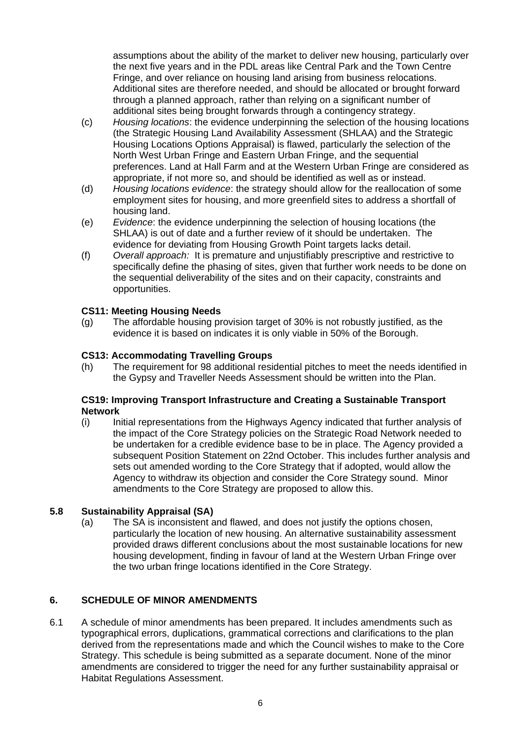assumptions about the ability of the market to deliver new housing, particularly over the next five years and in the PDL areas like Central Park and the Town Centre Fringe, and over reliance on housing land arising from business relocations. Additional sites are therefore needed, and should be allocated or brought forward through a planned approach, rather than relying on a significant number of additional sites being brought forwards through a contingency strategy.

(c) *Housing locations*: the evidence underpinning the selection of the housing locations (the Strategic Housing Land Availability Assessment (SHLAA) and the Strategic Housing Locations Options Appraisal) is flawed, particularly the selection of the North West Urban Fringe and Eastern Urban Fringe, and the sequential preferences. Land at Hall Farm and at the Western Urban Fringe are considered as appropriate, if not more so, and should be identified as well as or instead.

(d) *Housing locations evidence*: the strategy should allow for the reallocation of some employment sites for housing, and more greenfield sites to address a shortfall of housing land.

(e) *Evidence*: the evidence underpinning the selection of housing locations (the SHLAA) is out of date and a further review of it should be undertaken. The evidence for deviating from Housing Growth Point targets lacks detail.

(f) *Overall approach:* It is premature and unjustifiably prescriptive and restrictive to specifically define the phasing of sites, given that further work needs to be done on the sequential deliverability of the sites and on their capacity, constraints and opportunities.

**CS11: Meeting Housing Needs**

(g) The affordable housing provision target of 30% is not robustly justified, as the evidence it is based on indicates it is only viable in 50% of the Borough.

**CS13: Accommodating Travelling Groups**

(h) The requirement for 98 additional residential pitches to meet the needs identified in the Gypsy and Traveller Needs Assessment should be written into the Plan.

**CS19: Improving Transport Infrastructure and Creating a Sustainable Transport Network**

(i) Initial representations from the Highways Agency indicated that further analysis of the impact of the Core Strategy policies on the Strategic Road Network needed to be undertaken for a credible evidence base to be in place. The Agency provided a subsequent Position Statement on 22nd October. This includes further analysis and sets out amended wording to the Core Strategy that if adopted, would allow the Agency to withdraw its objection and consider the Core Strategy sound. Minor amendments to the Core Strategy are proposed to allow this.

### 5.8 Sustainability Appraisal (SA)

(a) The SA is inconsistent and flawed, and does not justify the options chosen, particularly the location of new housing. An alternative sustainability assessment provided draws different conclusions about the most sustainable locations for new housing development, finding in favour of land at the Western Urban Fringe over the two urban fringe locations identified in the Core Strategy.

## 6. SCHEDULE OF MINOR AMENDMENTS

6.1 A schedule of minor amendments has been prepared. It includes amendments such as typographical errors, duplications, grammatical corrections and clarifications to the plan derived from the representations made and which the Council wishes to make to the Core Strategy. This schedule is being submitted as a separate document. None of the minor amendments are considered to trigger the need for any further sustainability appraisal or Habitat Regulations Assessment.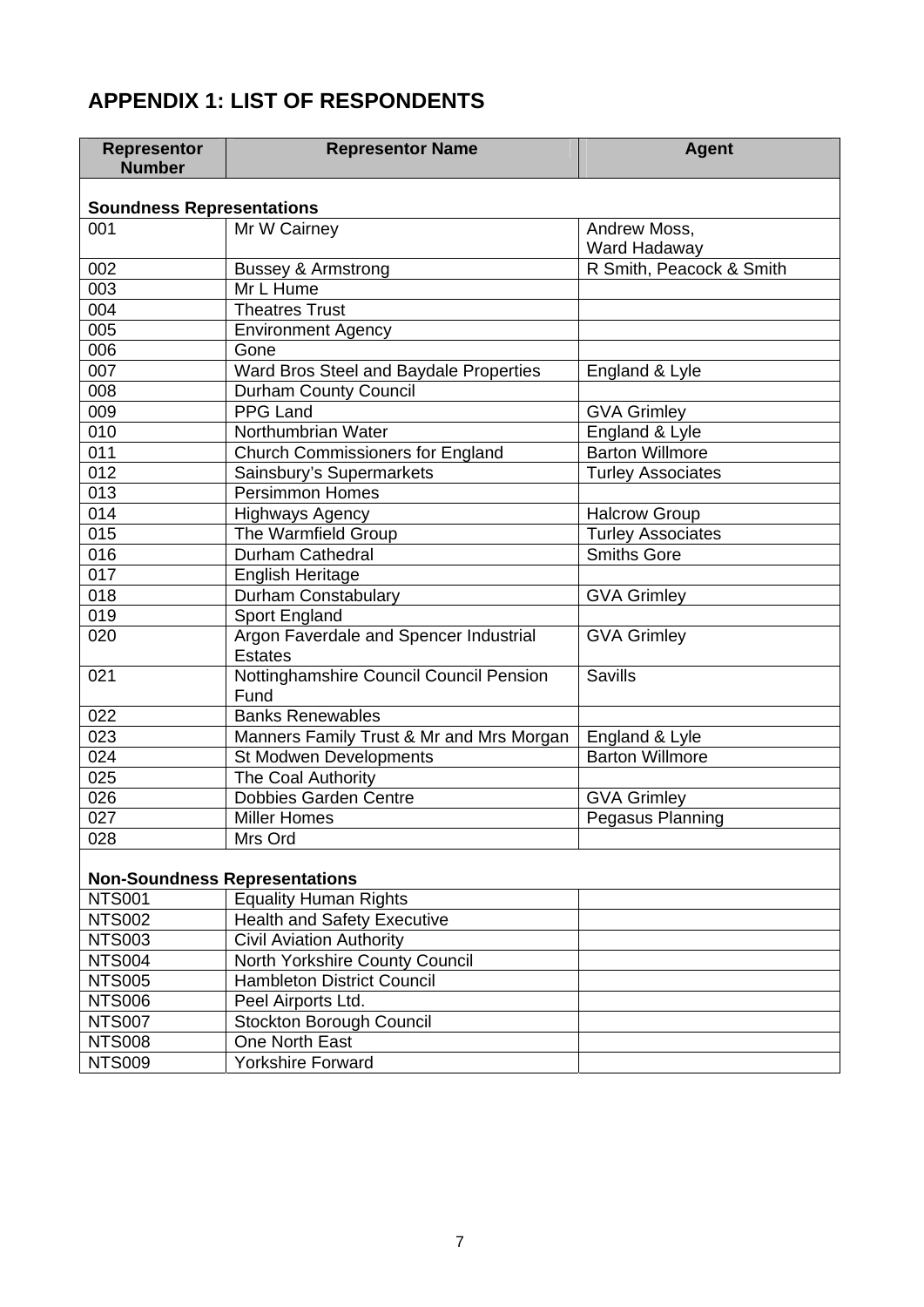## APPENDIX 1: LIST OF RESPONDENTS

| Representor Number | Representor Name | Agent |
|---|---|---|
| **Soundness Representations** | | |
| 001 | Mr W Cairney | Andrew Moss, Ward Hadaway |
| 002 | Bussey & Armstrong | R Smith, Peacock & Smith |
| 003 | Mr L Hume | |
| 004 | Theatres Trust | |
| 005 | Environment Agency | |
| 006 | Gone | |
| 007 | Ward Bros Steel and Baydale Properties | England & Lyle |
| 008 | Durham County Council | |
| 009 | PPG Land | GVA Grimley |
| 010 | Northumbrian Water | England & Lyle |
| 011 | Church Commissioners for England | Barton Willmore |
| 012 | Sainsbury's Supermarkets | Turley Associates |
| 013 | Persimmon Homes | |
| 014 | Highways Agency | Halcrow Group |
| 015 | The Warmfield Group | Turley Associates |
| 016 | Durham Cathedral | Smiths Gore |
| 017 | English Heritage | |
| 018 | Durham Constabulary | GVA Grimley |
| 019 | Sport England | |
| 020 | Argon Faverdale and Spencer Industrial Estates | GVA Grimley |
| 021 | Nottinghamshire Council Council Pension Fund | Savills |
| 022 | Banks Renewables | |
| 023 | Manners Family Trust & Mr and Mrs Morgan | England & Lyle |
| 024 | St Modwen Developments | Barton Willmore |
| 025 | The Coal Authority | |
| 026 | Dobbies Garden Centre | GVA Grimley |
| 027 | Miller Homes | Pegasus Planning |
| 028 | Mrs Ord | |
| **Non-Soundness Representations** | | |
| NTS001 | Equality Human Rights | |
| NTS002 | Health and Safety Executive | |
| NTS003 | Civil Aviation Authority | |
| NTS004 | North Yorkshire County Council | |
| NTS005 | Hambleton District Council | |
| NTS006 | Peel Airports Ltd. | |
| NTS007 | Stockton Borough Council | |
| NTS008 | One North East | |
| NTS009 | Yorkshire Forward | |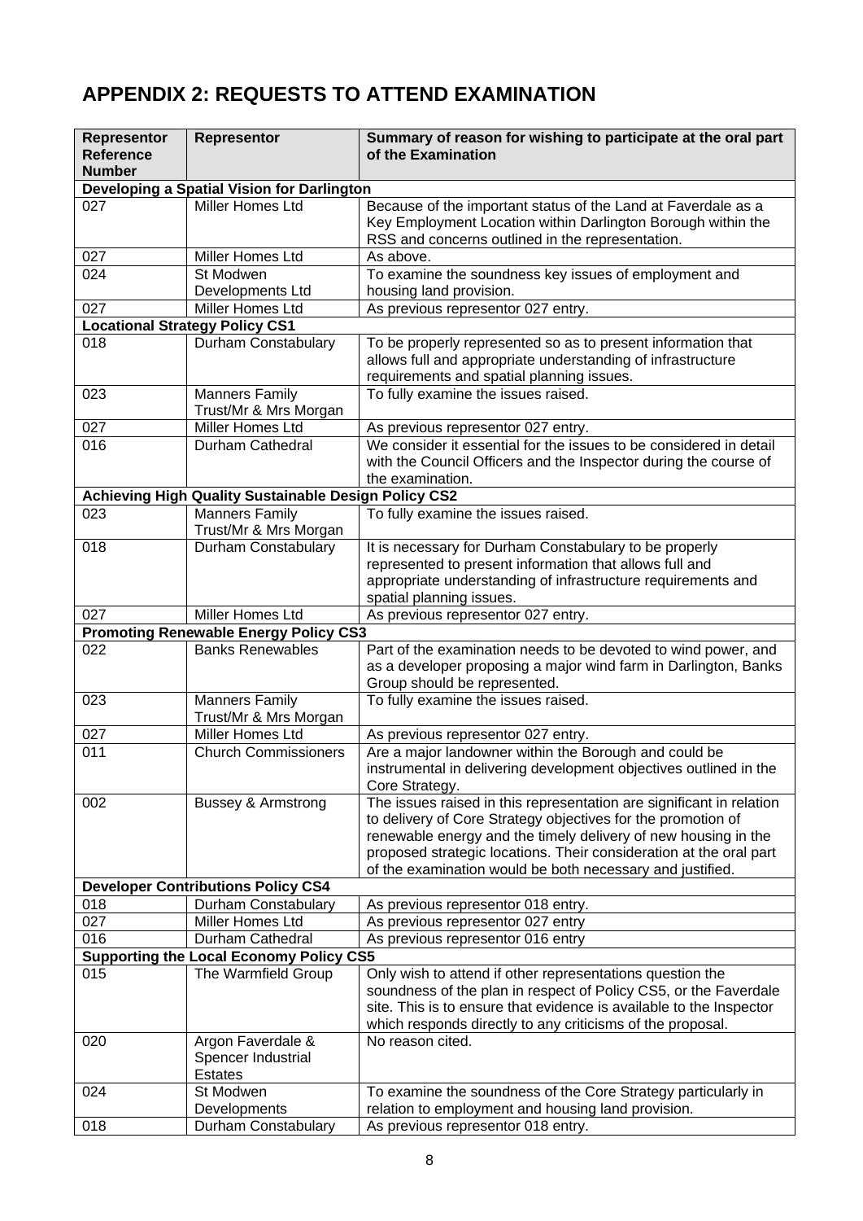## APPENDIX 2: REQUESTS TO ATTEND EXAMINATION

| Representor Reference Number | Representor | Summary of reason for wishing to participate at the oral part of the Examination |
|---|---|---|
| **Developing a Spatial Vision for Darlington** | | |
| 027 | Miller Homes Ltd | Because of the important status of the Land at Faverdale as a Key Employment Location within Darlington Borough within the RSS and concerns outlined in the representation. |
| 027 | Miller Homes Ltd | As above. |
| 024 | St Modwen Developments Ltd | To examine the soundness key issues of employment and housing land provision. |
| 027 | Miller Homes Ltd | As previous representor 027 entry. |
| **Locational Strategy Policy CS1** | | |
| 018 | Durham Constabulary | To be properly represented so as to present information that allows full and appropriate understanding of infrastructure requirements and spatial planning issues. |
| 023 | Manners Family Trust/Mr & Mrs Morgan | To fully examine the issues raised. |
| 027 | Miller Homes Ltd | As previous representor 027 entry. |
| 016 | Durham Cathedral | We consider it essential for the issues to be considered in detail with the Council Officers and the Inspector during the course of the examination. |
| **Achieving High Quality Sustainable Design Policy CS2** | | |
| 023 | Manners Family Trust/Mr & Mrs Morgan | To fully examine the issues raised. |
| 018 | Durham Constabulary | It is necessary for Durham Constabulary to be properly represented to present information that allows full and appropriate understanding of infrastructure requirements and spatial planning issues. |
| 027 | Miller Homes Ltd | As previous representor 027 entry. |
| **Promoting Renewable Energy Policy CS3** | | |
| 022 | Banks Renewables | Part of the examination needs to be devoted to wind power, and as a developer proposing a major wind farm in Darlington, Banks Group should be represented. |
| 023 | Manners Family Trust/Mr & Mrs Morgan | To fully examine the issues raised. |
| 027 | Miller Homes Ltd | As previous representor 027 entry. |
| 011 | Church Commissioners | Are a major landowner within the Borough and could be instrumental in delivering development objectives outlined in the Core Strategy. |
| 002 | Bussey & Armstrong | The issues raised in this representation are significant in relation to delivery of Core Strategy objectives for the promotion of renewable energy and the timely delivery of new housing in the proposed strategic locations. Their consideration at the oral part of the examination would be both necessary and justified. |
| **Developer Contributions Policy CS4** | | |
| 018 | Durham Constabulary | As previous representor 018 entry. |
| 027 | Miller Homes Ltd | As previous representor 027 entry |
| 016 | Durham Cathedral | As previous representor 016 entry |
| **Supporting the Local Economy Policy CS5** | | |
| 015 | The Warmfield Group | Only wish to attend if other representations question the soundness of the plan in respect of Policy CS5, or the Faverdale site. This is to ensure that evidence is available to the Inspector which responds directly to any criticisms of the proposal. |
| 020 | Argon Faverdale & Spencer Industrial Estates | No reason cited. |
| 024 | St Modwen Developments | To examine the soundness of the Core Strategy particularly in relation to employment and housing land provision. |
| 018 | Durham Constabulary | As previous representor 018 entry. |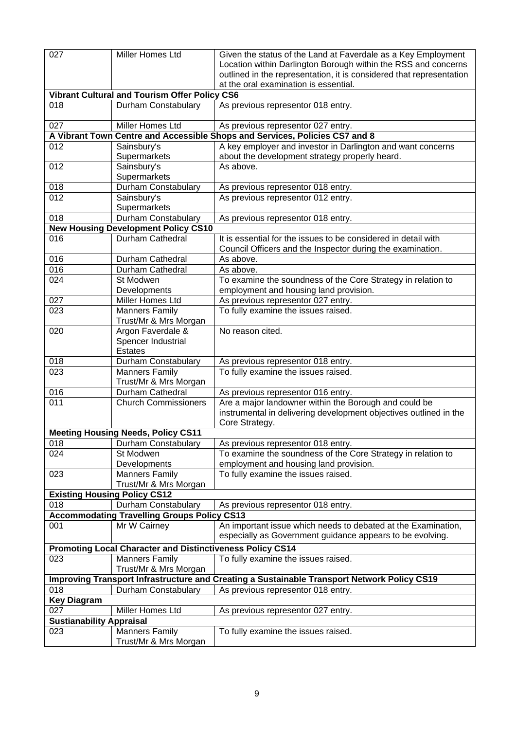| | | |
|---|---|---|
| 027 | Miller Homes Ltd | Given the status of the Land at Faverdale as a Key Employment Location within Darlington Borough within the RSS and concerns outlined in the representation, it is considered that representation at the oral examination is essential. |
| **Vibrant Cultural and Tourism Offer Policy CS6** | | |
| 018 | Durham Constabulary | As previous representor 018 entry. |
| 027 | Miller Homes Ltd | As previous representor 027 entry. |
| **A Vibrant Town Centre and Accessible Shops and Services, Policies CS7 and 8** | | |
| 012 | Sainsbury's Supermarkets | A key employer and investor in Darlington and want concerns about the development strategy properly heard. |
| 012 | Sainsbury's Supermarkets | As above. |
| 018 | Durham Constabulary | As previous representor 018 entry. |
| 012 | Sainsbury's Supermarkets | As previous representor 012 entry. |
| 018 | Durham Constabulary | As previous representor 018 entry. |
| **New Housing Development Policy CS10** | | |
| 016 | Durham Cathedral | It is essential for the issues to be considered in detail with Council Officers and the Inspector during the examination. |
| 016 | Durham Cathedral | As above. |
| 016 | Durham Cathedral | As above. |
| 024 | St Modwen Developments | To examine the soundness of the Core Strategy in relation to employment and housing land provision. |
| 027 | Miller Homes Ltd | As previous representor 027 entry. |
| 023 | Manners Family Trust/Mr & Mrs Morgan | To fully examine the issues raised. |
| 020 | Argon Faverdale & Spencer Industrial Estates | No reason cited. |
| 018 | Durham Constabulary | As previous representor 018 entry. |
| 023 | Manners Family Trust/Mr & Mrs Morgan | To fully examine the issues raised. |
| 016 | Durham Cathedral | As previous representor 016 entry. |
| 011 | Church Commissioners | Are a major landowner within the Borough and could be instrumental in delivering development objectives outlined in the Core Strategy. |
| **Meeting Housing Needs, Policy CS11** | | |
| 018 | Durham Constabulary | As previous representor 018 entry. |
| 024 | St Modwen Developments | To examine the soundness of the Core Strategy in relation to employment and housing land provision. |
| 023 | Manners Family Trust/Mr & Mrs Morgan | To fully examine the issues raised. |
| **Existing Housing Policy CS12** | | |
| 018 | Durham Constabulary | As previous representor 018 entry. |
| **Accommodating Travelling Groups Policy CS13** | | |
| 001 | Mr W Cairney | An important issue which needs to debated at the Examination, especially as Government guidance appears to be evolving. |
| **Promoting Local Character and Distinctiveness Policy CS14** | | |
| 023 | Manners Family Trust/Mr & Mrs Morgan | To fully examine the issues raised. |
| **Improving Transport Infrastructure and Creating a Sustainable Transport Network Policy CS19** | | |
| 018 | Durham Constabulary | As previous representor 018 entry. |
| **Key Diagram** | | |
| 027 | Miller Homes Ltd | As previous representor 027 entry. |
| **Sustianability Appraisal** | | |
| 023 | Manners Family Trust/Mr & Mrs Morgan | To fully examine the issues raised. |